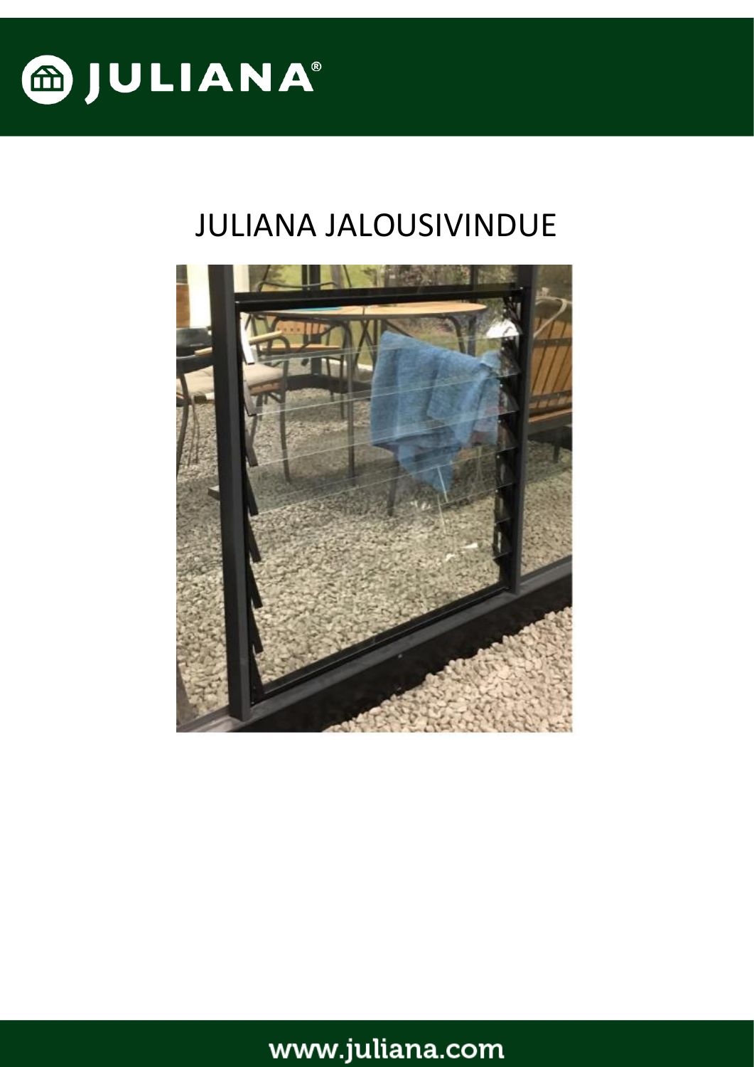# JULIANA JALOUSIVINDUE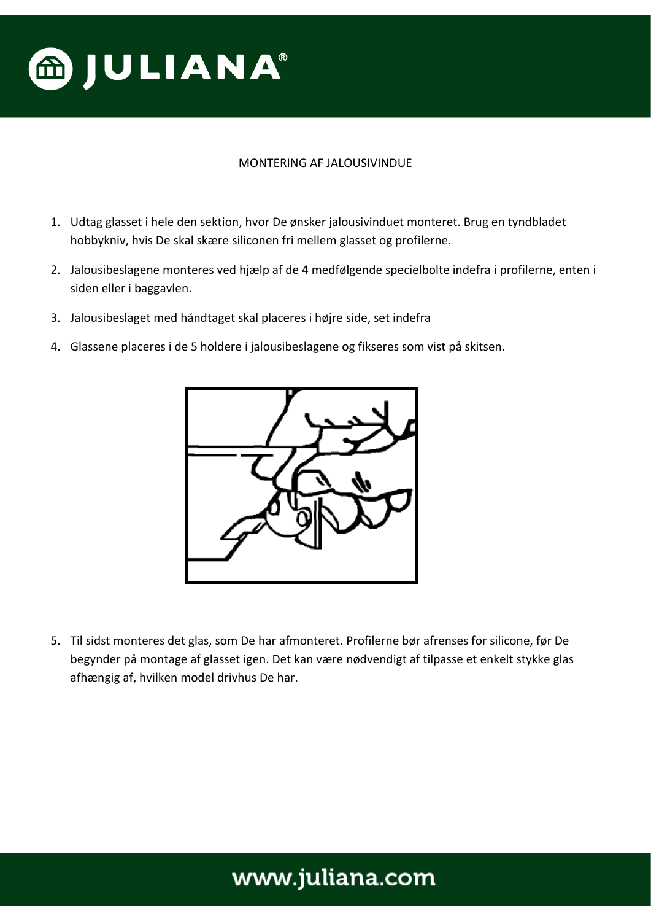MONTERING AF JALOUSIVINDUE

1. Udtag glasset i hele den sektion, hvor De ønsker jalousivinduet monteret. Brug en tyndbladet hobbykniv, hvis De skal skære siliconen fri mellem glasset og profilerne.
2. Jalousibeslagene monteres ved hjælp af de 4 medfølgende specielbolte indefra i profilerne, enten i siden eller i baggavlen.
3. Jalousibeslaget med håndtaget skal placeres i højre side, set indefra
4. Glassene placeres i de 5 holdere i jalousibeslagene og fikseres som vist på skitsen.
5. Til sidst monteres det glas, som De har afmonteret. Profilerne bør afrenses for silicone, før De begynder på montage af glasset igen. Det kan være nødvendigt af tilpasse et enkelt stykke glas afhængig af, hvilken model drivhus De har.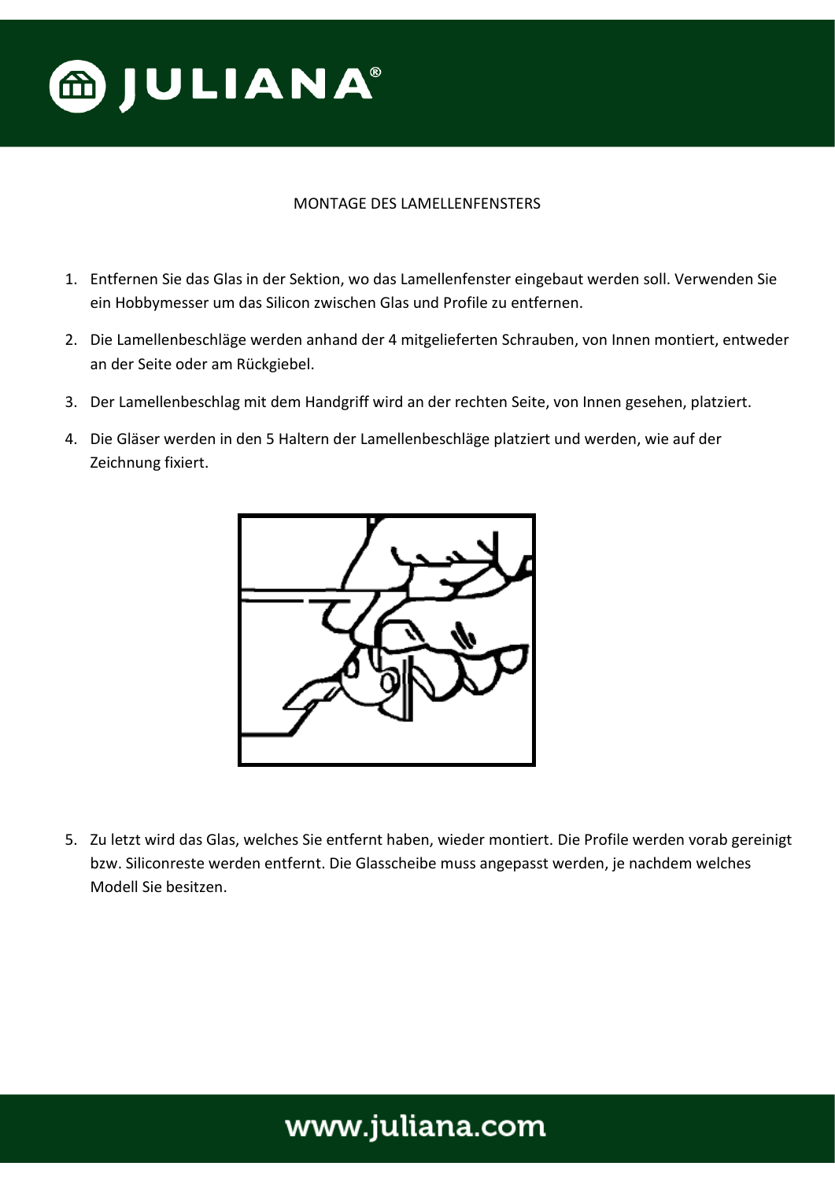## MONTAGE DES LAMELLENFENSTERS

1. Entfernen Sie das Glas in der Sektion, wo das Lamellenfenster eingebaut werden soll. Verwenden Sie ein Hobbymesser um das Silicon zwischen Glas und Profile zu entfernen.
2. Die Lamellenbeschläge werden anhand der 4 mitgelieferten Schrauben, von Innen montiert, entweder an der Seite oder am Rückgiebel.
3. Der Lamellenbeschlag mit dem Handgriff wird an der rechten Seite, von Innen gesehen, platziert.
4. Die Gläser werden in den 5 Haltern der Lamellenbeschläge platziert und werden, wie auf der Zeichnung fixiert.
5. Zu letzt wird das Glas, welches Sie entfernt haben, wieder montiert. Die Profile werden vorab gereinigt bzw. Siliconreste werden entfernt. Die Glasscheibe muss angepasst werden, je nachdem welches Modell Sie besitzen.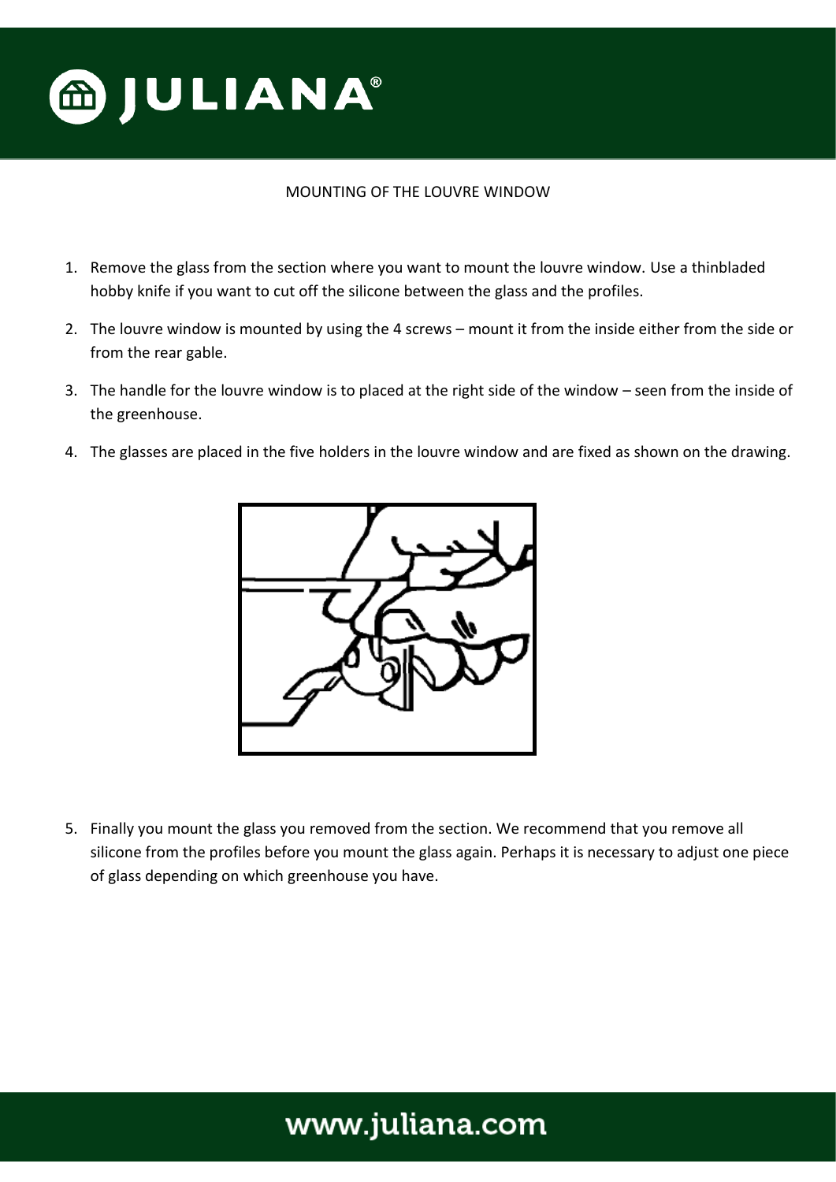MOUNTING OF THE LOUVRE WINDOW

1. Remove the glass from the section where you want to mount the louvre window. Use a thinbladed hobby knife if you want to cut off the silicone between the glass and the profiles.
2. The louvre window is mounted by using the 4 screws – mount it from the inside either from the side or from the rear gable.
3. The handle for the louvre window is to placed at the right side of the window – seen from the inside of the greenhouse.
4. The glasses are placed in the five holders in the louvre window and are fixed as shown on the drawing.
5. Finally you mount the glass you removed from the section. We recommend that you remove all silicone from the profiles before you mount the glass again. Perhaps it is necessary to adjust one piece of glass depending on which greenhouse you have.